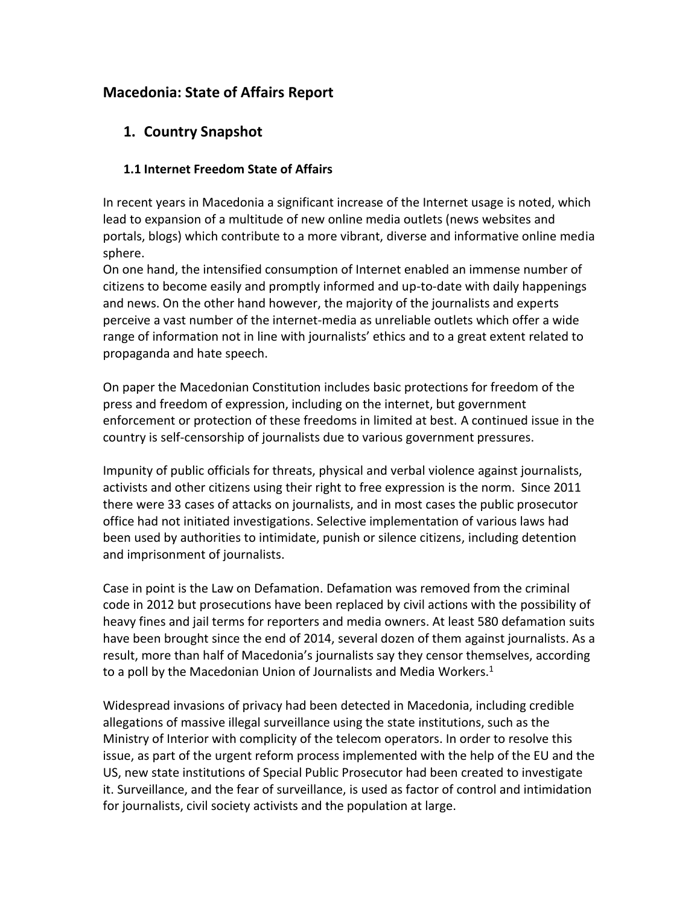# Macedonia: State of Affairs Report

## 1. Country Snapshot

### 1.1 Internet Freedom State of Affairs

In recent years in Macedonia a significant increase of the Internet usage is noted, which lead to expansion of a multitude of new online media outlets (news websites and portals, blogs) which contribute to a more vibrant, diverse and informative online media sphere.
On one hand, the intensified consumption of Internet enabled an immense number of citizens to become easily and promptly informed and up-to-date with daily happenings and news. On the other hand however, the majority of the journalists and experts perceive a vast number of the internet-media as unreliable outlets which offer a wide range of information not in line with journalists' ethics and to a great extent related to propaganda and hate speech.

On paper the Macedonian Constitution includes basic protections for freedom of the press and freedom of expression, including on the internet, but government enforcement or protection of these freedoms in limited at best. A continued issue in the country is self-censorship of journalists due to various government pressures.

Impunity of public officials for threats, physical and verbal violence against journalists, activists and other citizens using their right to free expression is the norm. Since 2011 there were 33 cases of attacks on journalists, and in most cases the public prosecutor office had not initiated investigations. Selective implementation of various laws had been used by authorities to intimidate, punish or silence citizens, including detention and imprisonment of journalists.

Case in point is the Law on Defamation. Defamation was removed from the criminal code in 2012 but prosecutions have been replaced by civil actions with the possibility of heavy fines and jail terms for reporters and media owners. At least 580 defamation suits have been brought since the end of 2014, several dozen of them against journalists. As a result, more than half of Macedonia's journalists say they censor themselves, according to a poll by the Macedonian Union of Journalists and Media Workers.[1]

Widespread invasions of privacy had been detected in Macedonia, including credible allegations of massive illegal surveillance using the state institutions, such as the Ministry of Interior with complicity of the telecom operators. In order to resolve this issue, as part of the urgent reform process implemented with the help of the EU and the US, new state institutions of Special Public Prosecutor had been created to investigate it. Surveillance, and the fear of surveillance, is used as factor of control and intimidation for journalists, civil society activists and the population at large.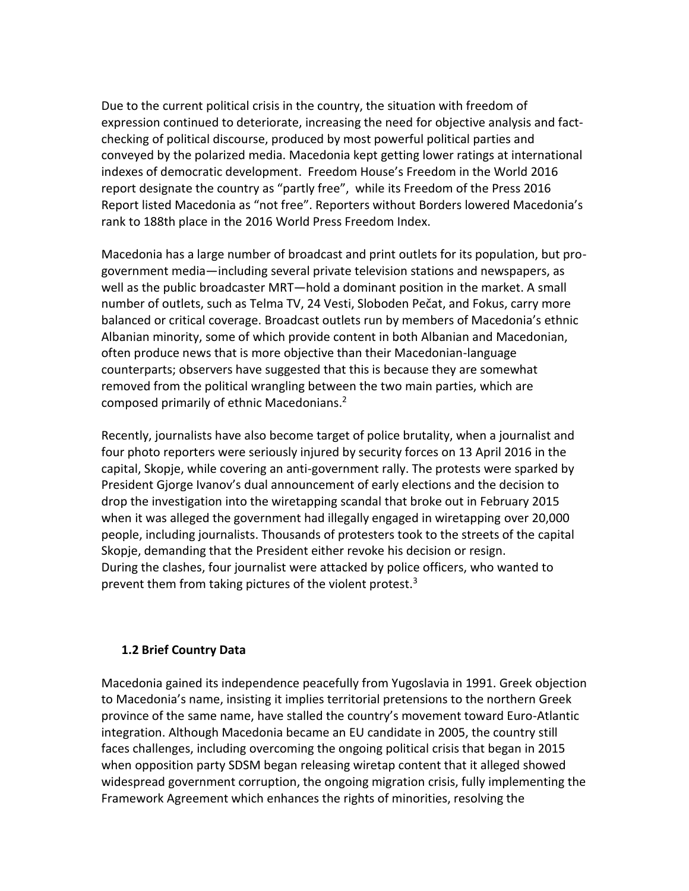Due to the current political crisis in the country, the situation with freedom of expression continued to deteriorate, increasing the need for objective analysis and fact-checking of political discourse, produced by most powerful political parties and conveyed by the polarized media. Macedonia kept getting lower ratings at international indexes of democratic development. Freedom House's Freedom in the World 2016 report designate the country as "partly free", while its Freedom of the Press 2016 Report listed Macedonia as "not free". Reporters without Borders lowered Macedonia's rank to 188th place in the 2016 World Press Freedom Index.

Macedonia has a large number of broadcast and print outlets for its population, but pro-government media—including several private television stations and newspapers, as well as the public broadcaster MRT—hold a dominant position in the market. A small number of outlets, such as Telma TV, 24 Vesti, Sloboden Pečat, and Fokus, carry more balanced or critical coverage. Broadcast outlets run by members of Macedonia's ethnic Albanian minority, some of which provide content in both Albanian and Macedonian, often produce news that is more objective than their Macedonian-language counterparts; observers have suggested that this is because they are somewhat removed from the political wrangling between the two main parties, which are composed primarily of ethnic Macedonians.[2]

Recently, journalists have also become target of police brutality, when a journalist and four photo reporters were seriously injured by security forces on 13 April 2016 in the capital, Skopje, while covering an anti-government rally. The protests were sparked by President Gjorge Ivanov's dual announcement of early elections and the decision to drop the investigation into the wiretapping scandal that broke out in February 2015 when it was alleged the government had illegally engaged in wiretapping over 20,000 people, including journalists. Thousands of protesters took to the streets of the capital Skopje, demanding that the President either revoke his decision or resign.
During the clashes, four journalist were attacked by police officers, who wanted to prevent them from taking pictures of the violent protest.[3]

### 1.2 Brief Country Data

Macedonia gained its independence peacefully from Yugoslavia in 1991. Greek objection to Macedonia's name, insisting it implies territorial pretensions to the northern Greek province of the same name, have stalled the country's movement toward Euro-Atlantic integration. Although Macedonia became an EU candidate in 2005, the country still faces challenges, including overcoming the ongoing political crisis that began in 2015 when opposition party SDSM began releasing wiretap content that it alleged showed widespread government corruption, the ongoing migration crisis, fully implementing the Framework Agreement which enhances the rights of minorities, resolving the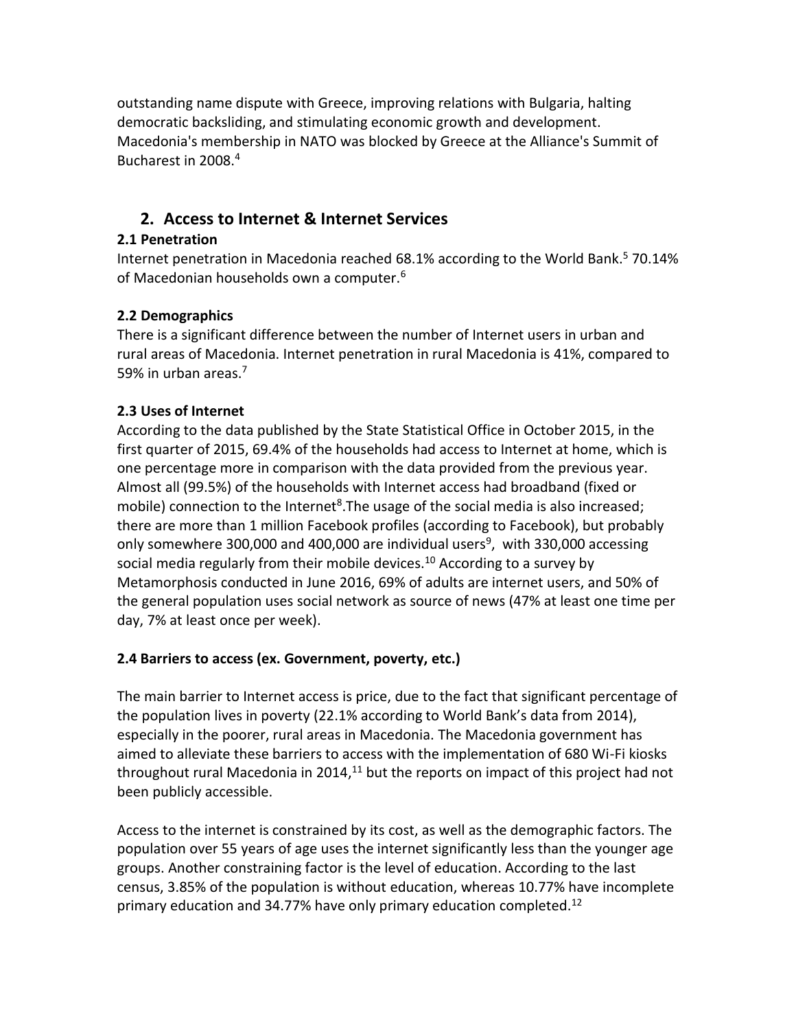outstanding name dispute with Greece, improving relations with Bulgaria, halting democratic backsliding, and stimulating economic growth and development. Macedonia's membership in NATO was blocked by Greece at the Alliance's Summit of Bucharest in 2008.[4]

## 2. Access to Internet & Internet Services

### 2.1 Penetration

Internet penetration in Macedonia reached 68.1% according to the World Bank.[5] 70.14% of Macedonian households own a computer.[6]

### 2.2 Demographics

There is a significant difference between the number of Internet users in urban and rural areas of Macedonia. Internet penetration in rural Macedonia is 41%, compared to 59% in urban areas.[7]

### 2.3 Uses of Internet

According to the data published by the State Statistical Office in October 2015, in the first quarter of 2015, 69.4% of the households had access to Internet at home, which is one percentage more in comparison with the data provided from the previous year. Almost all (99.5%) of the households with Internet access had broadband (fixed or mobile) connection to the Internet[8].The usage of the social media is also increased; there are more than 1 million Facebook profiles (according to Facebook), but probably only somewhere 300,000 and 400,000 are individual users[9], with 330,000 accessing social media regularly from their mobile devices.[10] According to a survey by Metamorphosis conducted in June 2016, 69% of adults are internet users, and 50% of the general population uses social network as source of news (47% at least one time per day, 7% at least once per week).

### 2.4 Barriers to access (ex. Government, poverty, etc.)

The main barrier to Internet access is price, due to the fact that significant percentage of the population lives in poverty (22.1% according to World Bank's data from 2014), especially in the poorer, rural areas in Macedonia. The Macedonia government has aimed to alleviate these barriers to access with the implementation of 680 Wi-Fi kiosks throughout rural Macedonia in 2014,[11] but the reports on impact of this project had not been publicly accessible.

Access to the internet is constrained by its cost, as well as the demographic factors. The population over 55 years of age uses the internet significantly less than the younger age groups. Another constraining factor is the level of education. According to the last census, 3.85% of the population is without education, whereas 10.77% have incomplete primary education and 34.77% have only primary education completed.[12]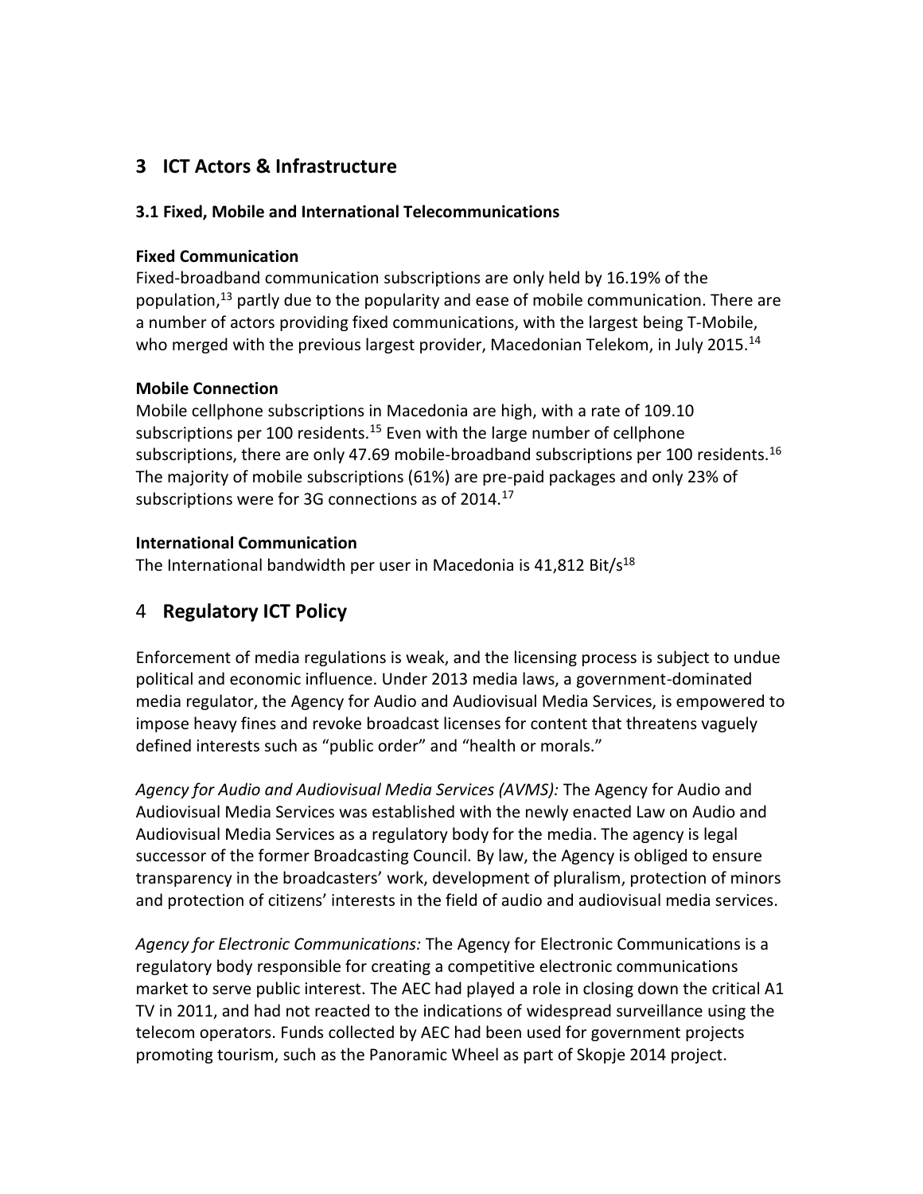## 3 ICT Actors & Infrastructure

### 3.1 Fixed, Mobile and International Telecommunications

**Fixed Communication**

Fixed-broadband communication subscriptions are only held by 16.19% of the population,[13] partly due to the popularity and ease of mobile communication. There are a number of actors providing fixed communications, with the largest being T-Mobile, who merged with the previous largest provider, Macedonian Telekom, in July 2015.[14]

**Mobile Connection**

Mobile cellphone subscriptions in Macedonia are high, with a rate of 109.10 subscriptions per 100 residents.[15] Even with the large number of cellphone subscriptions, there are only 47.69 mobile-broadband subscriptions per 100 residents.[16] The majority of mobile subscriptions (61%) are pre-paid packages and only 23% of subscriptions were for 3G connections as of 2014.[17]

**International Communication**

The International bandwidth per user in Macedonia is 41,812 Bit/s[18]

## 4 Regulatory ICT Policy

Enforcement of media regulations is weak, and the licensing process is subject to undue political and economic influence. Under 2013 media laws, a government-dominated media regulator, the Agency for Audio and Audiovisual Media Services, is empowered to impose heavy fines and revoke broadcast licenses for content that threatens vaguely defined interests such as "public order" and "health or morals."

*Agency for Audio and Audiovisual Media Services (AVMS):* The Agency for Audio and Audiovisual Media Services was established with the newly enacted Law on Audio and Audiovisual Media Services as a regulatory body for the media. The agency is legal successor of the former Broadcasting Council. By law, the Agency is obliged to ensure transparency in the broadcasters' work, development of pluralism, protection of minors and protection of citizens' interests in the field of audio and audiovisual media services.

*Agency for Electronic Communications:* The Agency for Electronic Communications is a regulatory body responsible for creating a competitive electronic communications market to serve public interest. The AEC had played a role in closing down the critical A1 TV in 2011, and had not reacted to the indications of widespread surveillance using the telecom operators. Funds collected by AEC had been used for government projects promoting tourism, such as the Panoramic Wheel as part of Skopje 2014 project.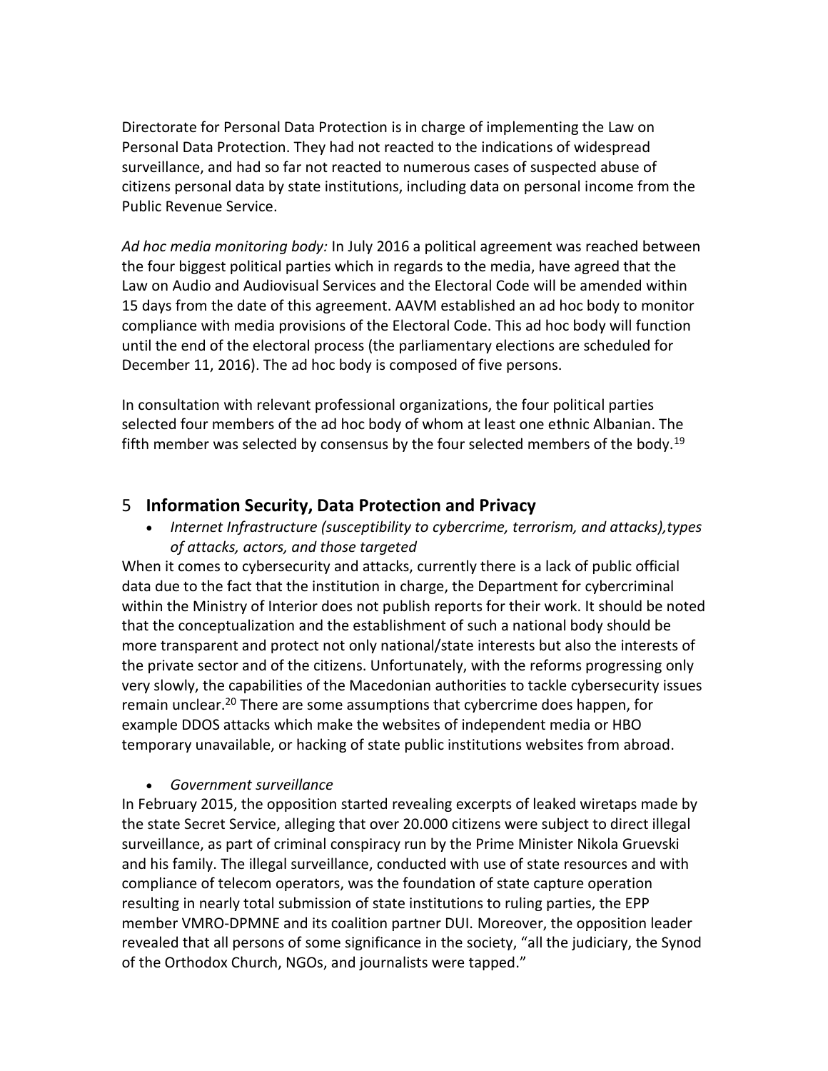Directorate for Personal Data Protection is in charge of implementing the Law on Personal Data Protection. They had not reacted to the indications of widespread surveillance, and had so far not reacted to numerous cases of suspected abuse of citizens personal data by state institutions, including data on personal income from the Public Revenue Service.

*Ad hoc media monitoring body:* In July 2016 a political agreement was reached between the four biggest political parties which in regards to the media, have agreed that the Law on Audio and Audiovisual Services and the Electoral Code will be amended within 15 days from the date of this agreement. AAVM established an ad hoc body to monitor compliance with media provisions of the Electoral Code. This ad hoc body will function until the end of the electoral process (the parliamentary elections are scheduled for December 11, 2016). The ad hoc body is composed of five persons.

In consultation with relevant professional organizations, the four political parties selected four members of the ad hoc body of whom at least one ethnic Albanian. The fifth member was selected by consensus by the four selected members of the body.[19]

## 5 Information Security, Data Protection and Privacy

- *Internet Infrastructure (susceptibility to cybercrime, terrorism, and attacks),types of attacks, actors, and those targeted*

When it comes to cybersecurity and attacks, currently there is a lack of public official data due to the fact that the institution in charge, the Department for cybercriminal within the Ministry of Interior does not publish reports for their work. It should be noted that the conceptualization and the establishment of such a national body should be more transparent and protect not only national/state interests but also the interests of the private sector and of the citizens. Unfortunately, with the reforms progressing only very slowly, the capabilities of the Macedonian authorities to tackle cybersecurity issues remain unclear.[20] There are some assumptions that cybercrime does happen, for example DDOS attacks which make the websites of independent media or HBO temporary unavailable, or hacking of state public institutions websites from abroad.

- *Government surveillance*

In February 2015, the opposition started revealing excerpts of leaked wiretaps made by the state Secret Service, alleging that over 20.000 citizens were subject to direct illegal surveillance, as part of criminal conspiracy run by the Prime Minister Nikola Gruevski and his family. The illegal surveillance, conducted with use of state resources and with compliance of telecom operators, was the foundation of state capture operation resulting in nearly total submission of state institutions to ruling parties, the EPP member VMRO-DPMNE and its coalition partner DUI. Moreover, the opposition leader revealed that all persons of some significance in the society, "all the judiciary, the Synod of the Orthodox Church, NGOs, and journalists were tapped."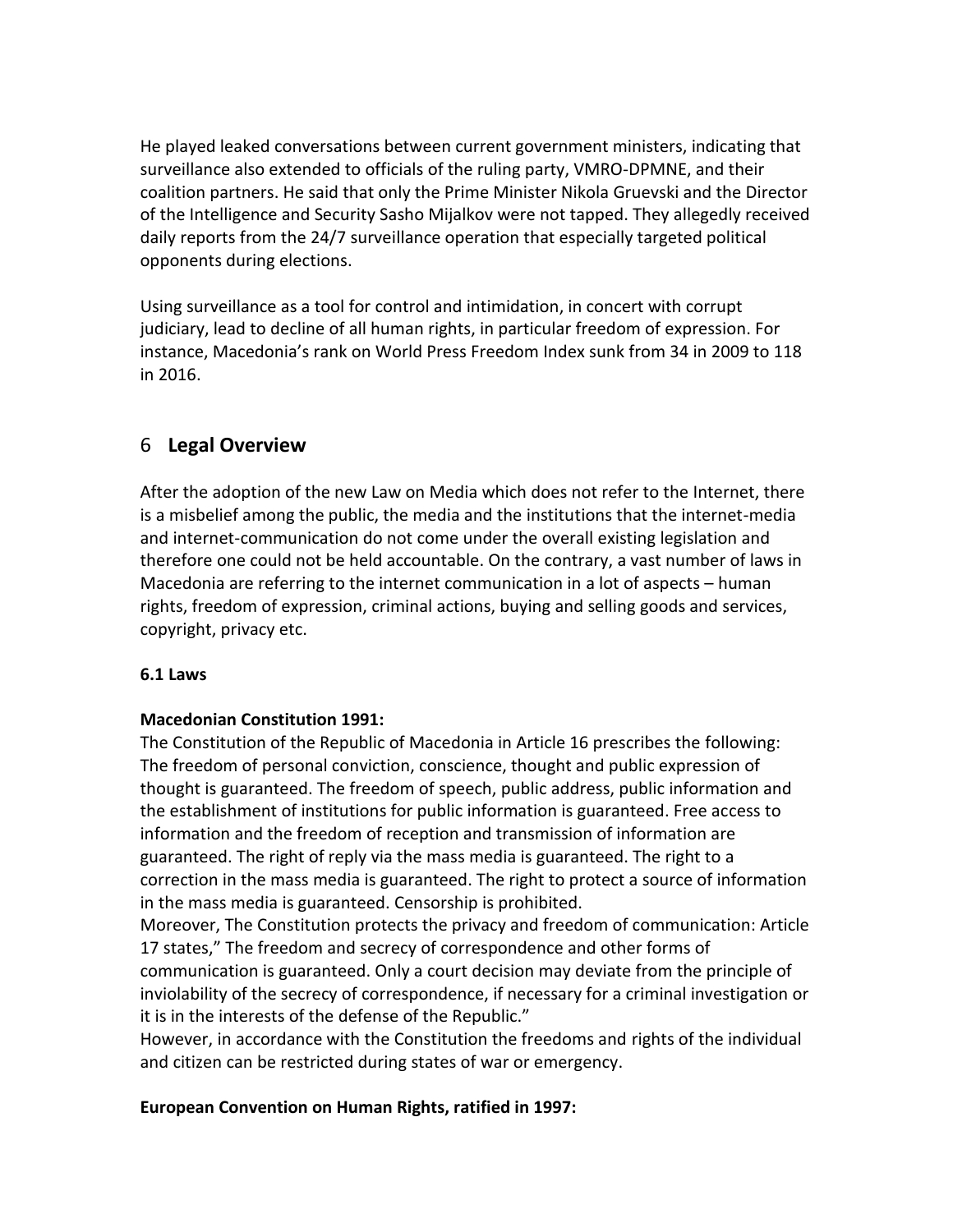He played leaked conversations between current government ministers, indicating that surveillance also extended to officials of the ruling party, VMRO-DPMNE, and their coalition partners. He said that only the Prime Minister Nikola Gruevski and the Director of the Intelligence and Security Sasho Mijalkov were not tapped. They allegedly received daily reports from the 24/7 surveillance operation that especially targeted political opponents during elections.

Using surveillance as a tool for control and intimidation, in concert with corrupt judiciary, lead to decline of all human rights, in particular freedom of expression. For instance, Macedonia's rank on World Press Freedom Index sunk from 34 in 2009 to 118 in 2016.

# 6 Legal Overview

After the adoption of the new Law on Media which does not refer to the Internet, there is a misbelief among the public, the media and the institutions that the internet-media and internet-communication do not come under the overall existing legislation and therefore one could not be held accountable. On the contrary, a vast number of laws in Macedonia are referring to the internet communication in a lot of aspects – human rights, freedom of expression, criminal actions, buying and selling goods and services, copyright, privacy etc.

**6.1 Laws**

**Macedonian Constitution 1991:**
The Constitution of the Republic of Macedonia in Article 16 prescribes the following: The freedom of personal conviction, conscience, thought and public expression of thought is guaranteed. The freedom of speech, public address, public information and the establishment of institutions for public information is guaranteed. Free access to information and the freedom of reception and transmission of information are guaranteed. The right of reply via the mass media is guaranteed. The right to a correction in the mass media is guaranteed. The right to protect a source of information in the mass media is guaranteed. Censorship is prohibited.
Moreover, The Constitution protects the privacy and freedom of communication: Article 17 states," The freedom and secrecy of correspondence and other forms of communication is guaranteed. Only a court decision may deviate from the principle of inviolability of the secrecy of correspondence, if necessary for a criminal investigation or it is in the interests of the defense of the Republic."
However, in accordance with the Constitution the freedoms and rights of the individual and citizen can be restricted during states of war or emergency.

**European Convention on Human Rights, ratified in 1997:**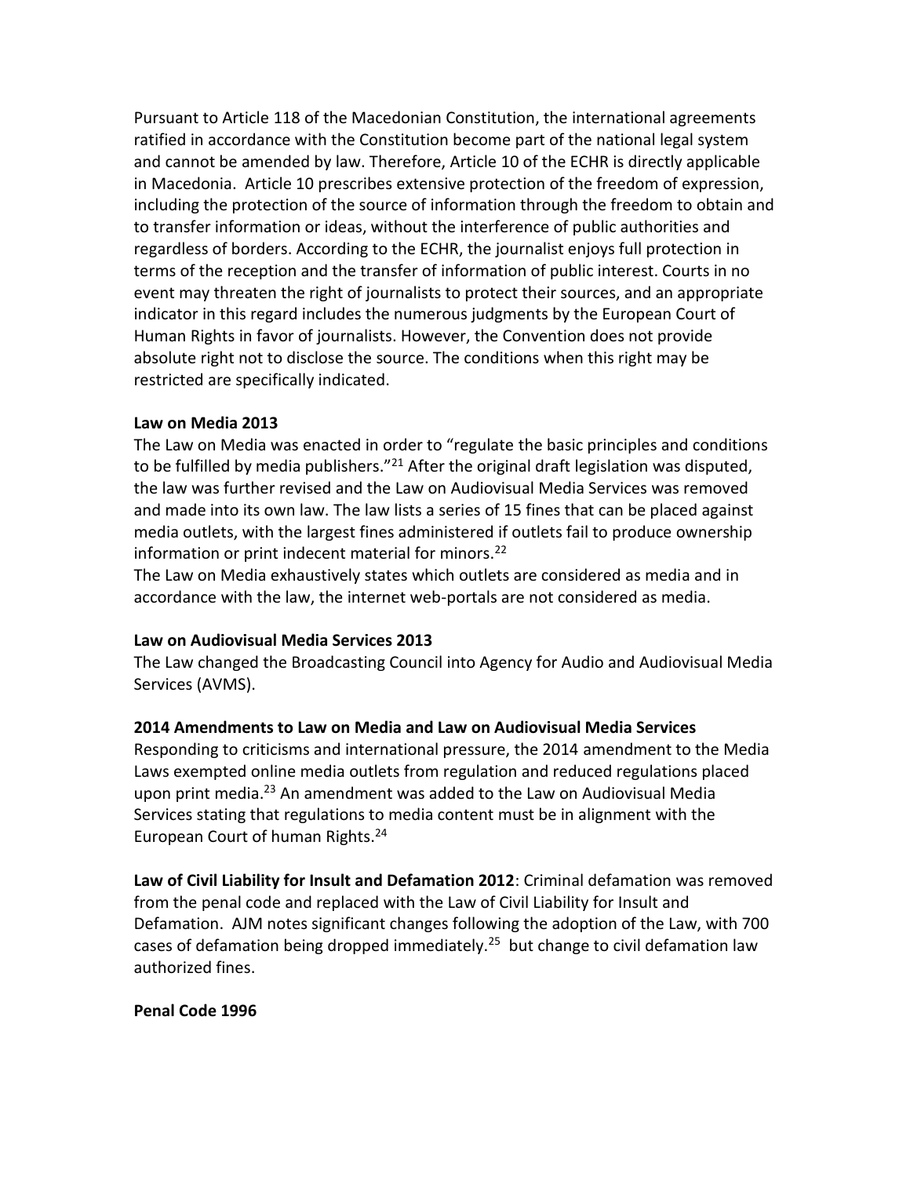Pursuant to Article 118 of the Macedonian Constitution, the international agreements ratified in accordance with the Constitution become part of the national legal system and cannot be amended by law. Therefore, Article 10 of the ECHR is directly applicable in Macedonia. Article 10 prescribes extensive protection of the freedom of expression, including the protection of the source of information through the freedom to obtain and to transfer information or ideas, without the interference of public authorities and regardless of borders. According to the ECHR, the journalist enjoys full protection in terms of the reception and the transfer of information of public interest. Courts in no event may threaten the right of journalists to protect their sources, and an appropriate indicator in this regard includes the numerous judgments by the European Court of Human Rights in favor of journalists. However, the Convention does not provide absolute right not to disclose the source. The conditions when this right may be restricted are specifically indicated.

**Law on Media 2013**

The Law on Media was enacted in order to "regulate the basic principles and conditions to be fulfilled by media publishers."[21] After the original draft legislation was disputed, the law was further revised and the Law on Audiovisual Media Services was removed and made into its own law. The law lists a series of 15 fines that can be placed against media outlets, with the largest fines administered if outlets fail to produce ownership information or print indecent material for minors.[22]

The Law on Media exhaustively states which outlets are considered as media and in accordance with the law, the internet web-portals are not considered as media.

**Law on Audiovisual Media Services 2013**

The Law changed the Broadcasting Council into Agency for Audio and Audiovisual Media Services (AVMS).

**2014 Amendments to Law on Media and Law on Audiovisual Media Services**

Responding to criticisms and international pressure, the 2014 amendment to the Media Laws exempted online media outlets from regulation and reduced regulations placed upon print media.[23] An amendment was added to the Law on Audiovisual Media Services stating that regulations to media content must be in alignment with the European Court of human Rights.[24]

**Law of Civil Liability for Insult and Defamation 2012**: Criminal defamation was removed from the penal code and replaced with the Law of Civil Liability for Insult and Defamation. AJM notes significant changes following the adoption of the Law, with 700 cases of defamation being dropped immediately.[25] but change to civil defamation law authorized fines.

**Penal Code 1996**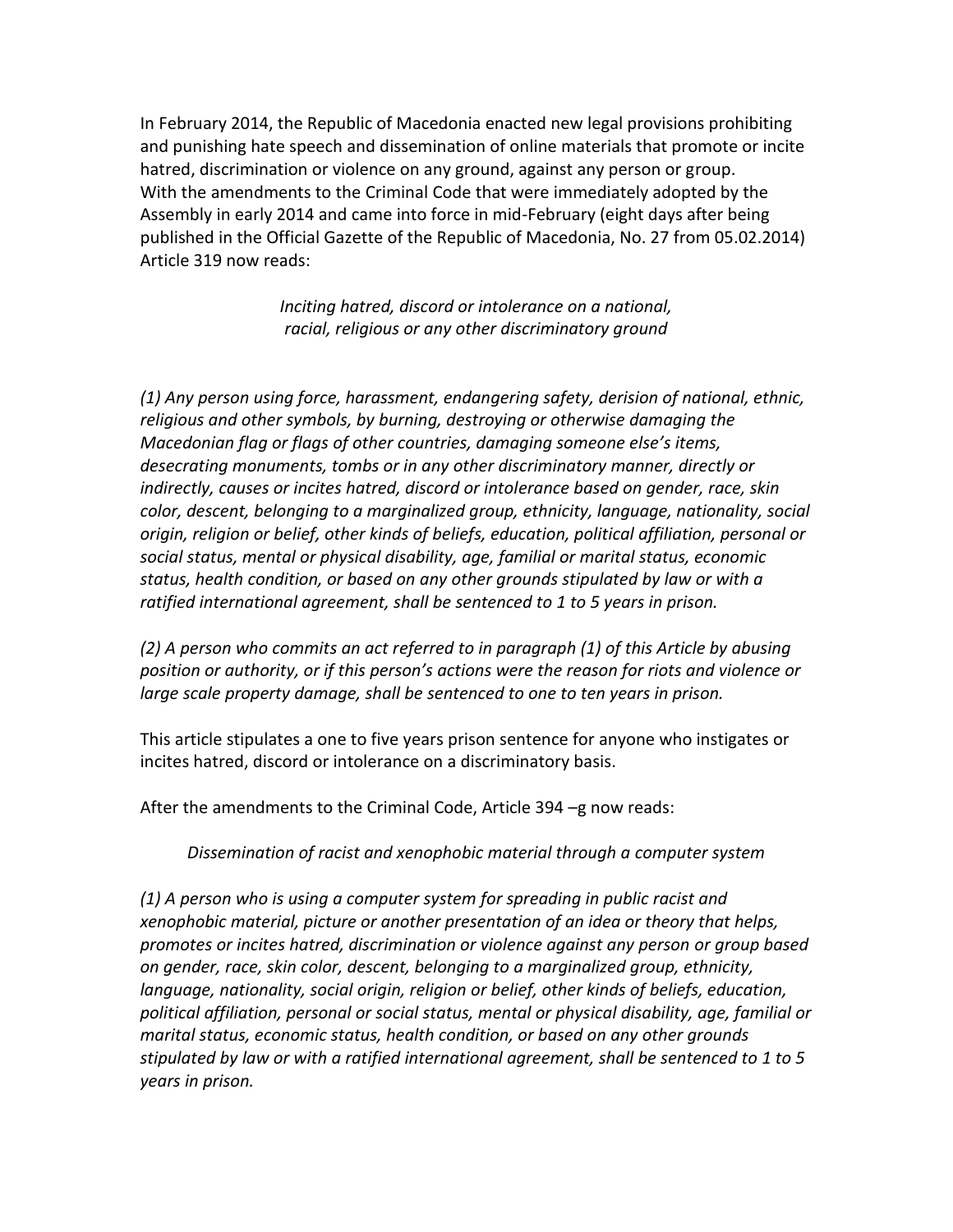In February 2014, the Republic of Macedonia enacted new legal provisions prohibiting and punishing hate speech and dissemination of online materials that promote or incite hatred, discrimination or violence on any ground, against any person or group. With the amendments to the Criminal Code that were immediately adopted by the Assembly in early 2014 and came into force in mid-February (eight days after being published in the Official Gazette of the Republic of Macedonia, No. 27 from 05.02.2014) Article 319 now reads:

*Inciting hatred, discord or intolerance on a national, racial, religious or any other discriminatory ground*

*(1) Any person using force, harassment, endangering safety, derision of national, ethnic, religious and other symbols, by burning, destroying or otherwise damaging the Macedonian flag or flags of other countries, damaging someone else's items, desecrating monuments, tombs or in any other discriminatory manner, directly or indirectly, causes or incites hatred, discord or intolerance based on gender, race, skin color, descent, belonging to a marginalized group, ethnicity, language, nationality, social origin, religion or belief, other kinds of beliefs, education, political affiliation, personal or social status, mental or physical disability, age, familial or marital status, economic status, health condition, or based on any other grounds stipulated by law or with a ratified international agreement, shall be sentenced to 1 to 5 years in prison.*

*(2) A person who commits an act referred to in paragraph (1) of this Article by abusing position or authority, or if this person's actions were the reason for riots and violence or large scale property damage, shall be sentenced to one to ten years in prison.*

This article stipulates a one to five years prison sentence for anyone who instigates or incites hatred, discord or intolerance on a discriminatory basis.

After the amendments to the Criminal Code, Article 394 –g now reads:

*Dissemination of racist and xenophobic material through a computer system*

*(1) A person who is using a computer system for spreading in public racist and xenophobic material, picture or another presentation of an idea or theory that helps, promotes or incites hatred, discrimination or violence against any person or group based on gender, race, skin color, descent, belonging to a marginalized group, ethnicity, language, nationality, social origin, religion or belief, other kinds of beliefs, education, political affiliation, personal or social status, mental or physical disability, age, familial or marital status, economic status, health condition, or based on any other grounds stipulated by law or with a ratified international agreement, shall be sentenced to 1 to 5 years in prison.*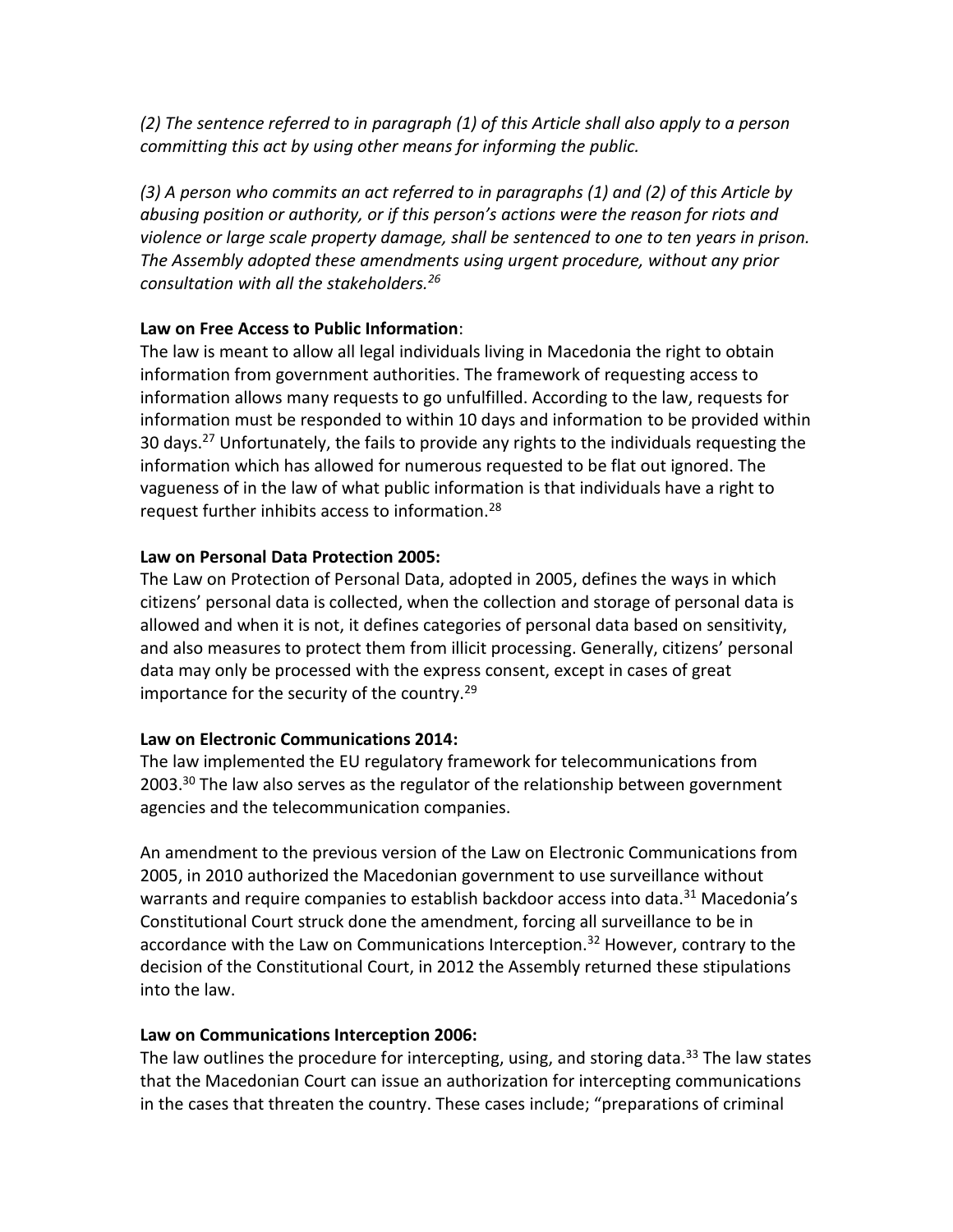*(2) The sentence referred to in paragraph (1) of this Article shall also apply to a person committing this act by using other means for informing the public.*

*(3) A person who commits an act referred to in paragraphs (1) and (2) of this Article by abusing position or authority, or if this person's actions were the reason for riots and violence or large scale property damage, shall be sentenced to one to ten years in prison. The Assembly adopted these amendments using urgent procedure, without any prior consultation with all the stakeholders.[26]*

**Law on Free Access to Public Information**:
The law is meant to allow all legal individuals living in Macedonia the right to obtain information from government authorities. The framework of requesting access to information allows many requests to go unfulfilled. According to the law, requests for information must be responded to within 10 days and information to be provided within 30 days.[27] Unfortunately, the fails to provide any rights to the individuals requesting the information which has allowed for numerous requested to be flat out ignored. The vagueness of in the law of what public information is that individuals have a right to request further inhibits access to information.[28]

**Law on Personal Data Protection 2005:**
The Law on Protection of Personal Data, adopted in 2005, defines the ways in which citizens' personal data is collected, when the collection and storage of personal data is allowed and when it is not, it defines categories of personal data based on sensitivity, and also measures to protect them from illicit processing. Generally, citizens' personal data may only be processed with the express consent, except in cases of great importance for the security of the country.[29]

**Law on Electronic Communications 2014:**
The law implemented the EU regulatory framework for telecommunications from 2003.[30] The law also serves as the regulator of the relationship between government agencies and the telecommunication companies.

An amendment to the previous version of the Law on Electronic Communications from 2005, in 2010 authorized the Macedonian government to use surveillance without warrants and require companies to establish backdoor access into data.[31] Macedonia's Constitutional Court struck done the amendment, forcing all surveillance to be in accordance with the Law on Communications Interception.[32] However, contrary to the decision of the Constitutional Court, in 2012 the Assembly returned these stipulations into the law.

**Law on Communications Interception 2006:**
The law outlines the procedure for intercepting, using, and storing data.[33] The law states that the Macedonian Court can issue an authorization for intercepting communications in the cases that threaten the country. These cases include; "preparations of criminal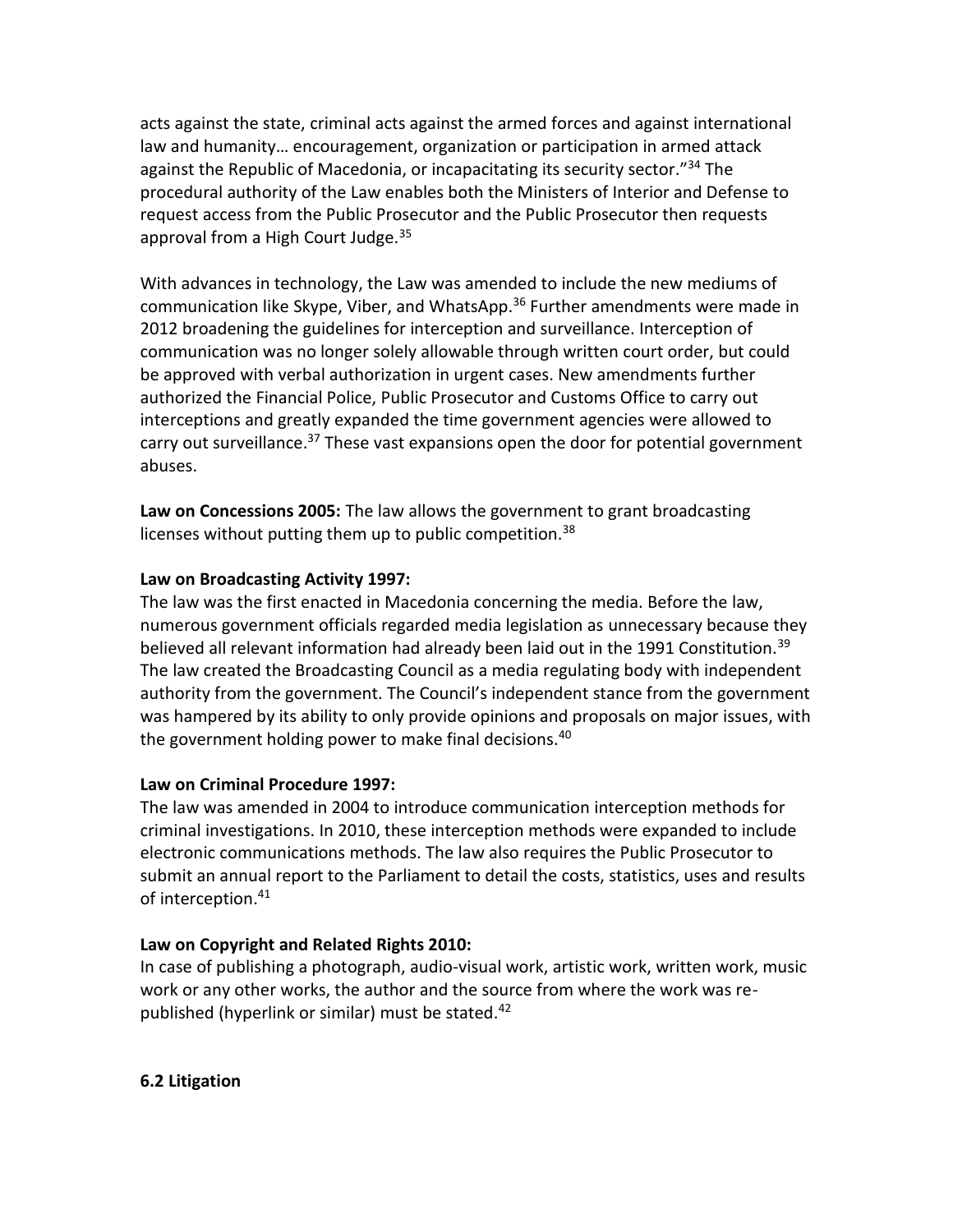acts against the state, criminal acts against the armed forces and against international law and humanity… encouragement, organization or participation in armed attack against the Republic of Macedonia, or incapacitating its security sector."[34] The procedural authority of the Law enables both the Ministers of Interior and Defense to request access from the Public Prosecutor and the Public Prosecutor then requests approval from a High Court Judge.[35]

With advances in technology, the Law was amended to include the new mediums of communication like Skype, Viber, and WhatsApp.[36] Further amendments were made in 2012 broadening the guidelines for interception and surveillance. Interception of communication was no longer solely allowable through written court order, but could be approved with verbal authorization in urgent cases. New amendments further authorized the Financial Police, Public Prosecutor and Customs Office to carry out interceptions and greatly expanded the time government agencies were allowed to carry out surveillance.[37] These vast expansions open the door for potential government abuses.

**Law on Concessions 2005:** The law allows the government to grant broadcasting licenses without putting them up to public competition.[38]

**Law on Broadcasting Activity 1997:**
The law was the first enacted in Macedonia concerning the media. Before the law, numerous government officials regarded media legislation as unnecessary because they believed all relevant information had already been laid out in the 1991 Constitution.[39] The law created the Broadcasting Council as a media regulating body with independent authority from the government. The Council's independent stance from the government was hampered by its ability to only provide opinions and proposals on major issues, with the government holding power to make final decisions.[40]

**Law on Criminal Procedure 1997:**
The law was amended in 2004 to introduce communication interception methods for criminal investigations. In 2010, these interception methods were expanded to include electronic communications methods. The law also requires the Public Prosecutor to submit an annual report to the Parliament to detail the costs, statistics, uses and results of interception.[41]

**Law on Copyright and Related Rights 2010:**
In case of publishing a photograph, audio-visual work, artistic work, written work, music work or any other works, the author and the source from where the work was re-published (hyperlink or similar) must be stated.[42]

### 6.2 Litigation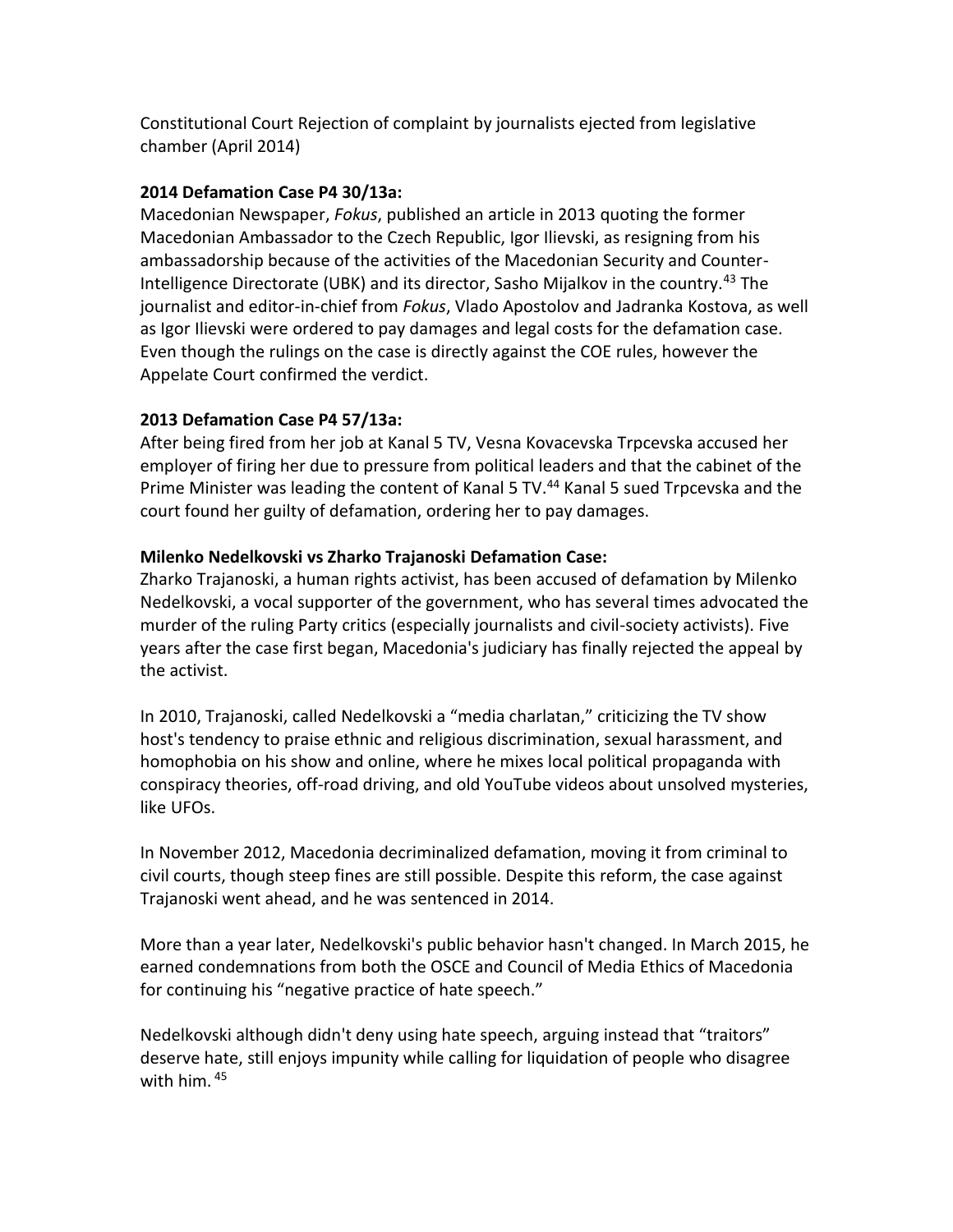Constitutional Court Rejection of complaint by journalists ejected from legislative chamber (April 2014)

**2014 Defamation Case P4 30/13a:**
Macedonian Newspaper, *Fokus*, published an article in 2013 quoting the former Macedonian Ambassador to the Czech Republic, Igor Ilievski, as resigning from his ambassadorship because of the activities of the Macedonian Security and Counter-Intelligence Directorate (UBK) and its director, Sasho Mijalkov in the country.[43] The journalist and editor-in-chief from *Fokus*, Vlado Apostolov and Jadranka Kostova, as well as Igor Ilievski were ordered to pay damages and legal costs for the defamation case. Even though the rulings on the case is directly against the COE rules, however the Appelate Court confirmed the verdict.

**2013 Defamation Case P4 57/13a:**
After being fired from her job at Kanal 5 TV, Vesna Kovacevska Trpcevska accused her employer of firing her due to pressure from political leaders and that the cabinet of the Prime Minister was leading the content of Kanal 5 TV.[44] Kanal 5 sued Trpcevska and the court found her guilty of defamation, ordering her to pay damages.

**Milenko Nedelkovski vs Zharko Trajanoski Defamation Case:**
Zharko Trajanoski, a human rights activist, has been accused of defamation by Milenko Nedelkovski, a vocal supporter of the government, who has several times advocated the murder of the ruling Party critics (especially journalists and civil-society activists). Five years after the case first began, Macedonia's judiciary has finally rejected the appeal by the activist.

In 2010, Trajanoski, called Nedelkovski a "media charlatan," criticizing the TV show host's tendency to praise ethnic and religious discrimination, sexual harassment, and homophobia on his show and online, where he mixes local political propaganda with conspiracy theories, off-road driving, and old YouTube videos about unsolved mysteries, like UFOs.

In November 2012, Macedonia decriminalized defamation, moving it from criminal to civil courts, though steep fines are still possible. Despite this reform, the case against Trajanoski went ahead, and he was sentenced in 2014.

More than a year later, Nedelkovski's public behavior hasn't changed. In March 2015, he earned condemnations from both the OSCE and Council of Media Ethics of Macedonia for continuing his "negative practice of hate speech."

Nedelkovski although didn't deny using hate speech, arguing instead that "traitors" deserve hate, still enjoys impunity while calling for liquidation of people who disagree with him.[45]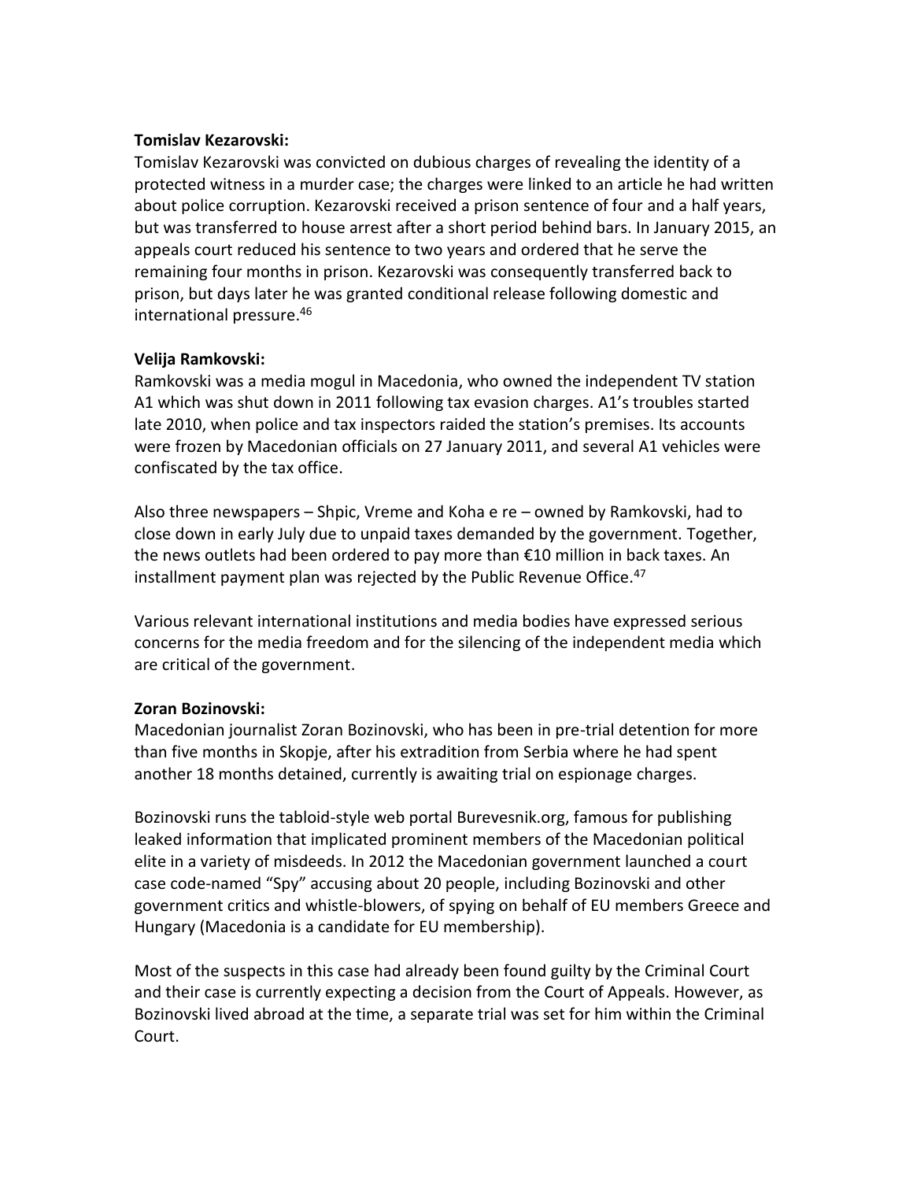**Tomislav Kezarovski:**

Tomislav Kezarovski was convicted on dubious charges of revealing the identity of a protected witness in a murder case; the charges were linked to an article he had written about police corruption. Kezarovski received a prison sentence of four and a half years, but was transferred to house arrest after a short period behind bars. In January 2015, an appeals court reduced his sentence to two years and ordered that he serve the remaining four months in prison. Kezarovski was consequently transferred back to prison, but days later he was granted conditional release following domestic and international pressure.[46]

**Velija Ramkovski:**

Ramkovski was a media mogul in Macedonia, who owned the independent TV station A1 which was shut down in 2011 following tax evasion charges. A1's troubles started late 2010, when police and tax inspectors raided the station's premises. Its accounts were frozen by Macedonian officials on 27 January 2011, and several A1 vehicles were confiscated by the tax office.

Also three newspapers – Shpic, Vreme and Koha e re – owned by Ramkovski, had to close down in early July due to unpaid taxes demanded by the government. Together, the news outlets had been ordered to pay more than €10 million in back taxes. An installment payment plan was rejected by the Public Revenue Office.[47]

Various relevant international institutions and media bodies have expressed serious concerns for the media freedom and for the silencing of the independent media which are critical of the government.

**Zoran Bozinovski:**

Macedonian journalist Zoran Bozinovski, who has been in pre-trial detention for more than five months in Skopje, after his extradition from Serbia where he had spent another 18 months detained, currently is awaiting trial on espionage charges.

Bozinovski runs the tabloid-style web portal Burevesnik.org, famous for publishing leaked information that implicated prominent members of the Macedonian political elite in a variety of misdeeds. In 2012 the Macedonian government launched a court case code-named "Spy" accusing about 20 people, including Bozinovski and other government critics and whistle-blowers, of spying on behalf of EU members Greece and Hungary (Macedonia is a candidate for EU membership).

Most of the suspects in this case had already been found guilty by the Criminal Court and their case is currently expecting a decision from the Court of Appeals. However, as Bozinovski lived abroad at the time, a separate trial was set for him within the Criminal Court.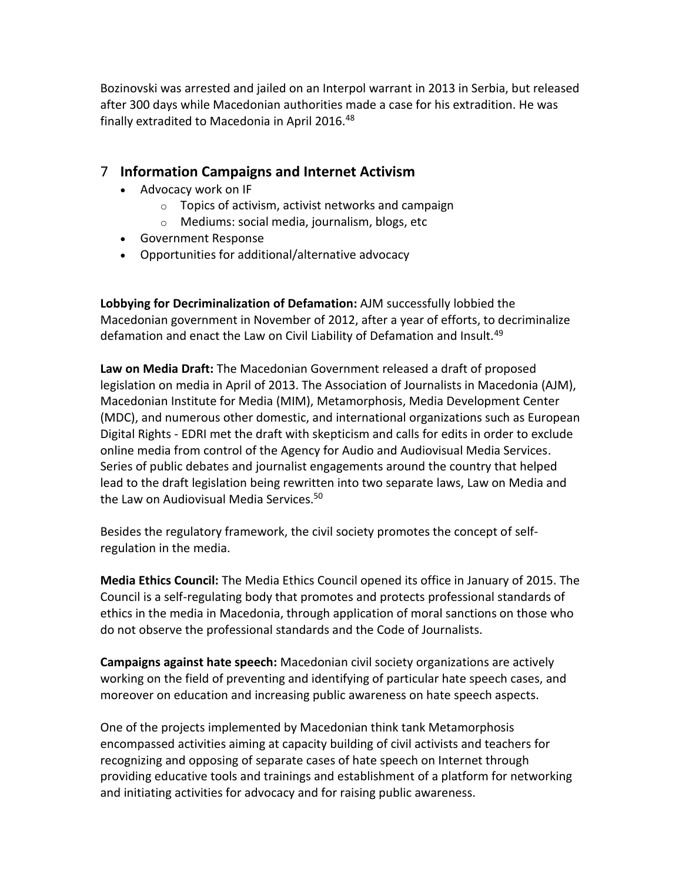Bozinovski was arrested and jailed on an Interpol warrant in 2013 in Serbia, but released after 300 days while Macedonian authorities made a case for his extradition. He was finally extradited to Macedonia in April 2016.[48]

## 7 Information Campaigns and Internet Activism

- Advocacy work on IF
  - Topics of activism, activist networks and campaign
  - Mediums: social media, journalism, blogs, etc
- Government Response
- Opportunities for additional/alternative advocacy

**Lobbying for Decriminalization of Defamation:** AJM successfully lobbied the Macedonian government in November of 2012, after a year of efforts, to decriminalize defamation and enact the Law on Civil Liability of Defamation and Insult.[49]

**Law on Media Draft:** The Macedonian Government released a draft of proposed legislation on media in April of 2013. The Association of Journalists in Macedonia (AJM), Macedonian Institute for Media (MIM), Metamorphosis, Media Development Center (MDC), and numerous other domestic, and international organizations such as European Digital Rights - EDRI met the draft with skepticism and calls for edits in order to exclude online media from control of the Agency for Audio and Audiovisual Media Services. Series of public debates and journalist engagements around the country that helped lead to the draft legislation being rewritten into two separate laws, Law on Media and the Law on Audiovisual Media Services.[50]

Besides the regulatory framework, the civil society promotes the concept of self-regulation in the media.

**Media Ethics Council:** The Media Ethics Council opened its office in January of 2015. The Council is a self-regulating body that promotes and protects professional standards of ethics in the media in Macedonia, through application of moral sanctions on those who do not observe the professional standards and the Code of Journalists.

**Campaigns against hate speech:** Macedonian civil society organizations are actively working on the field of preventing and identifying of particular hate speech cases, and moreover on education and increasing public awareness on hate speech aspects.

One of the projects implemented by Macedonian think tank Metamorphosis encompassed activities aiming at capacity building of civil activists and teachers for recognizing and opposing of separate cases of hate speech on Internet through providing educative tools and trainings and establishment of a platform for networking and initiating activities for advocacy and for raising public awareness.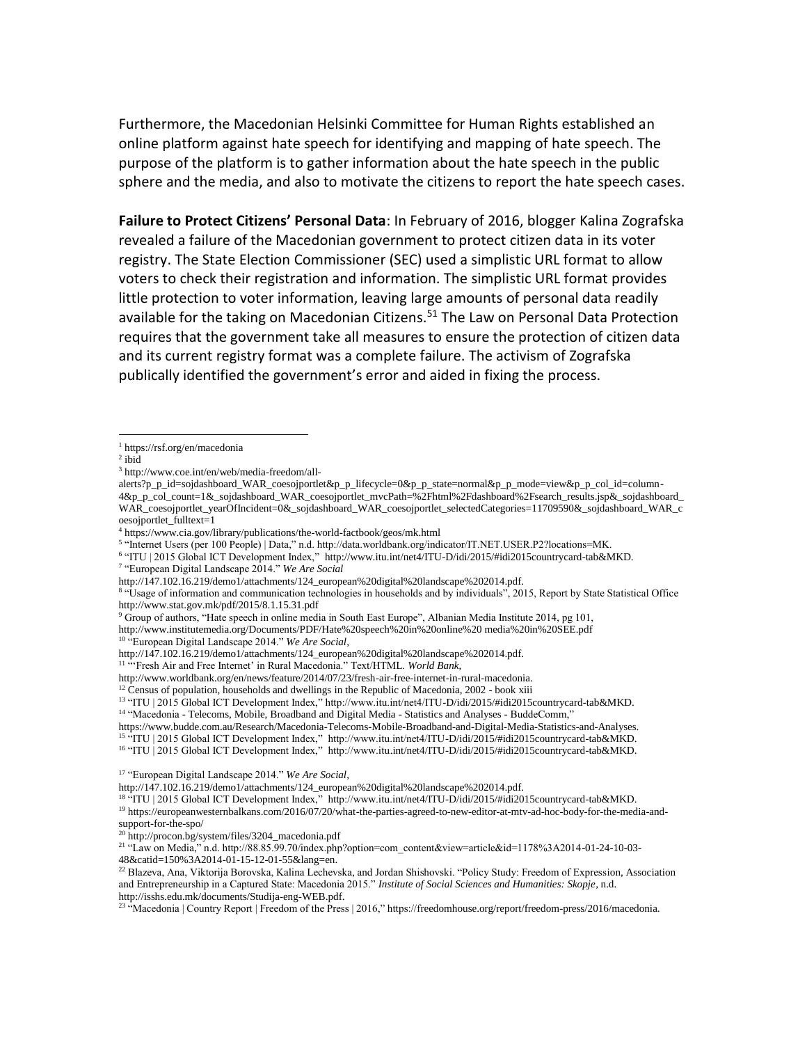Furthermore, the Macedonian Helsinki Committee for Human Rights established an online platform against hate speech for identifying and mapping of hate speech. The purpose of the platform is to gather information about the hate speech in the public sphere and the media, and also to motivate the citizens to report the hate speech cases.

**Failure to Protect Citizens' Personal Data**: In February of 2016, blogger Kalina Zografska revealed a failure of the Macedonian government to protect citizen data in its voter registry. The State Election Commissioner (SEC) used a simplistic URL format to allow voters to check their registration and information. The simplistic URL format provides little protection to voter information, leaving large amounts of personal data readily available for the taking on Macedonian Citizens.[51] The Law on Personal Data Protection requires that the government take all measures to ensure the protection of citizen data and its current registry format was a complete failure. The activism of Zografska publically identified the government's error and aided in fixing the process.

---

[1] https://rsf.org/en/macedonia

[2] ibid

[3] http://www.coe.int/en/web/media-freedom/all-alerts?p_p_id=sojdashboard_WAR_coesojportlet&p_p_lifecycle=0&p_p_state=normal&p_p_mode=view&p_p_col_id=column-4&p_p_col_count=1&_sojdashboard_WAR_coesojportlet_mvcPath=%2Fhtml%2Fdashboard%2Fsearch_results.jsp&_sojdashboard_WAR_coesojportlet_yearOfIncident=0&_sojdashboard_WAR_coesojportlet_selectedCategories=11709590&_sojdashboard_WAR_coesojportlet_fulltext=1

[4] https://www.cia.gov/library/publications/the-world-factbook/geos/mk.html

[5] "Internet Users (per 100 People) | Data," n.d. http://data.worldbank.org/indicator/IT.NET.USER.P2?locations=MK.

[6] "ITU | 2015 Global ICT Development Index," http://www.itu.int/net4/ITU-D/idi/2015/#idi2015countrycard-tab&MKD.

[7] "European Digital Landscape 2014." *We Are Social* http://147.102.16.219/demo1/attachments/124_european%20digital%20landscape%202014.pdf.

[8] "Usage of information and communication technologies in households and by individuals", 2015, Report by State Statistical Office http://www.stat.gov.mk/pdf/2015/8.1.15.31.pdf

[9] Group of authors, "Hate speech in online media in South East Europe", Albanian Media Institute 2014, pg 101, http://www.institutemedia.org/Documents/PDF/Hate%20speech%20in%20online%20 media%20in%20SEE.pdf

[10] "European Digital Landscape 2014." *We Are Social*, http://147.102.16.219/demo1/attachments/124_european%20digital%20landscape%202014.pdf.

[11] "'Fresh Air and Free Internet' in Rural Macedonia." Text/HTML. *World Bank*, http://www.worldbank.org/en/news/feature/2014/07/23/fresh-air-free-internet-in-rural-macedonia.

[12] Census of population, households and dwellings in the Republic of Macedonia, 2002 - book xiii

[13] "ITU | 2015 Global ICT Development Index," http://www.itu.int/net4/ITU-D/idi/2015/#idi2015countrycard-tab&MKD.

[14] "Macedonia - Telecoms, Mobile, Broadband and Digital Media - Statistics and Analyses - BuddeComm," https://www.budde.com.au/Research/Macedonia-Telecoms-Mobile-Broadband-and-Digital-Media-Statistics-and-Analyses.

[15] "ITU | 2015 Global ICT Development Index," http://www.itu.int/net4/ITU-D/idi/2015/#idi2015countrycard-tab&MKD.

[16] "ITU | 2015 Global ICT Development Index," http://www.itu.int/net4/ITU-D/idi/2015/#idi2015countrycard-tab&MKD.

[17] "European Digital Landscape 2014." *We Are Social*, http://147.102.16.219/demo1/attachments/124_european%20digital%20landscape%202014.pdf.

[18] "ITU | 2015 Global ICT Development Index," http://www.itu.int/net4/ITU-D/idi/2015/#idi2015countrycard-tab&MKD.

[19] https://europeanwesternbalkans.com/2016/07/20/what-the-parties-agreed-to-new-editor-at-mtv-ad-hoc-body-for-the-media-and-support-for-the-spo/

[20] http://procon.bg/system/files/3204_macedonia.pdf

[21] "Law on Media," n.d. http://88.85.99.70/index.php?option=com_content&view=article&id=1178%3A2014-01-24-10-03-48&catid=150%3A2014-01-15-12-01-55&lang=en.

[22] Blazeva, Ana, Viktorija Borovska, Kalina Lechevska, and Jordan Shishovski. "Policy Study: Freedom of Expression, Association and Entrepreneurship in a Captured State: Macedonia 2015." *Institute of Social Sciences and Humanities: Skopje*, n.d. http://isshs.edu.mk/documents/Studija-eng-WEB.pdf.

[23] "Macedonia | Country Report | Freedom of the Press | 2016," https://freedomhouse.org/report/freedom-press/2016/macedonia.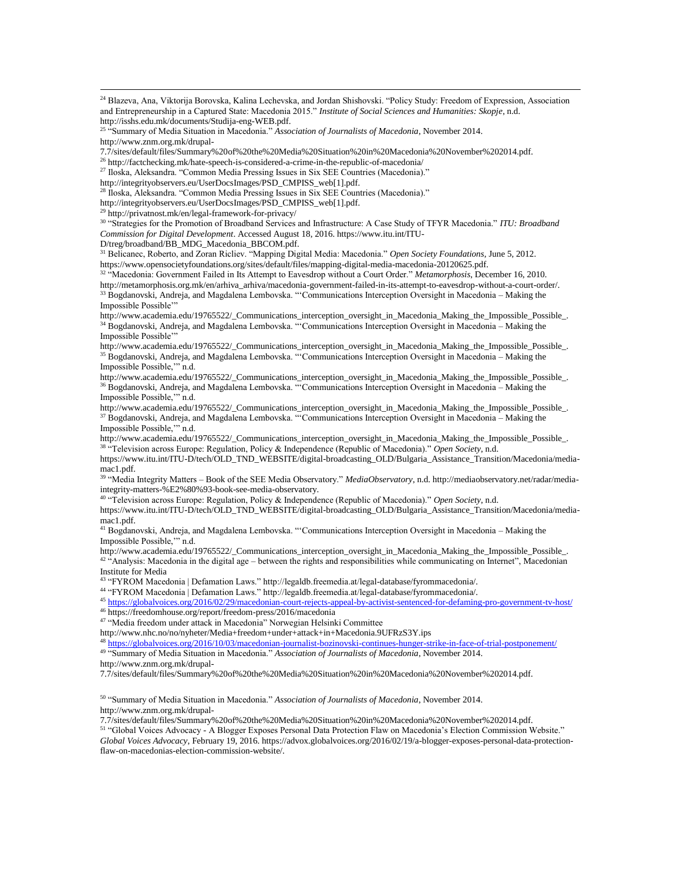[24] Blazeva, Ana, Viktorija Borovska, Kalina Lechevska, and Jordan Shishovski. "Policy Study: Freedom of Expression, Association and Entrepreneurship in a Captured State: Macedonia 2015." *Institute of Social Sciences and Humanities: Skopje*, n.d. http://isshs.edu.mk/documents/Studija-eng-WEB.pdf.

[25] "Summary of Media Situation in Macedonia." *Association of Journalists of Macedonia*, November 2014. http://www.znm.org.mk/drupal-7.7/sites/default/files/Summary%20of%20the%20Media%20Situation%20in%20Macedonia%20November%202014.pdf.

[26] http://factchecking.mk/hate-speech-is-considered-a-crime-in-the-republic-of-macedonia/

[27] Iloska, Aleksandra. "Common Media Pressing Issues in Six SEE Countries (Macedonia)." http://integrityobservers.eu/UserDocsImages/PSD_CMPISS_web[1].pdf.

[28] Iloska, Aleksandra. "Common Media Pressing Issues in Six SEE Countries (Macedonia)." http://integrityobservers.eu/UserDocsImages/PSD_CMPISS_web[1].pdf.

[29] http://privatnost.mk/en/legal-framework-for-privacy/

[30] "Strategies for the Promotion of Broadband Services and Infrastructure: A Case Study of TFYR Macedonia." *ITU: Broadband Commission for Digital Development*. Accessed August 18, 2016. https://www.itu.int/ITU-D/treg/broadband/BB_MDG_Macedonia_BBCOM.pdf.

[31] Belicanec, Roberto, and Zoran Ricliev. "Mapping Digital Media: Macedonia." *Open Society Foundations*, June 5, 2012. https://www.opensocietyfoundations.org/sites/default/files/mapping-digital-media-macedonia-20120625.pdf.

[32] "Macedonia: Government Failed in Its Attempt to Eavesdrop without a Court Order." *Metamorphosis*, December 16, 2010. http://metamorphosis.org.mk/en/arhiva_arhiva/macedonia-government-failed-in-its-attempt-to-eavesdrop-without-a-court-order/.

[33] Bogdanovski, Andreja, and Magdalena Lembovska. "'Communications Interception Oversight in Macedonia – Making the Impossible Possible'" http://www.academia.edu/19765522/_Communications_interception_oversight_in_Macedonia_Making_the_Impossible_Possible_.

[34] Bogdanovski, Andreja, and Magdalena Lembovska. "'Communications Interception Oversight in Macedonia – Making the Impossible Possible'" http://www.academia.edu/19765522/_Communications_interception_oversight_in_Macedonia_Making_the_Impossible_Possible_.

[35] Bogdanovski, Andreja, and Magdalena Lembovska. "'Communications Interception Oversight in Macedonia – Making the Impossible Possible,'" n.d. http://www.academia.edu/19765522/_Communications_interception_oversight_in_Macedonia_Making_the_Impossible_Possible_.

[36] Bogdanovski, Andreja, and Magdalena Lembovska. "'Communications Interception Oversight in Macedonia – Making the Impossible Possible,'" n.d. http://www.academia.edu/19765522/_Communications_interception_oversight_in_Macedonia_Making_the_Impossible_Possible_.

[37] Bogdanovski, Andreja, and Magdalena Lembovska. "'Communications Interception Oversight in Macedonia – Making the Impossible Possible,'" n.d. http://www.academia.edu/19765522/_Communications_interception_oversight_in_Macedonia_Making_the_Impossible_Possible_.

[38] "Television across Europe: Regulation, Policy & Independence (Republic of Macedonia)." *Open Society*, n.d. https://www.itu.int/ITU-D/tech/OLD_TND_WEBSITE/digital-broadcasting_OLD/Bulgaria_Assistance_Transition/Macedonia/media-mac1.pdf.

[39] "Media Integrity Matters – Book of the SEE Media Observatory." *MediaObservatory*, n.d. http://mediaobservatory.net/radar/media-integrity-matters-%E2%80%93-book-see-media-observatory.

[40] "Television across Europe: Regulation, Policy & Independence (Republic of Macedonia)." *Open Society*, n.d. https://www.itu.int/ITU-D/tech/OLD_TND_WEBSITE/digital-broadcasting_OLD/Bulgaria_Assistance_Transition/Macedonia/media-mac1.pdf.

[41] Bogdanovski, Andreja, and Magdalena Lembovska. "'Communications Interception Oversight in Macedonia – Making the Impossible Possible,'" n.d. http://www.academia.edu/19765522/_Communications_interception_oversight_in_Macedonia_Making_the_Impossible_Possible_.

[42] "Analysis: Macedonia in the digital age – between the rights and responsibilities while communicating on Internet", Macedonian Institute for Media

[43] "FYROM Macedonia | Defamation Laws." http://legaldb.freemedia.at/legal-database/fyrommacedonia/.

[44] "FYROM Macedonia | Defamation Laws." http://legaldb.freemedia.at/legal-database/fyrommacedonia/.

[45] https://globalvoices.org/2016/02/29/macedonian-court-rejects-appeal-by-activist-sentenced-for-defaming-pro-government-tv-host/

[46] https://freedomhouse.org/report/freedom-press/2016/macedonia

[47] "Media freedom under attack in Macedonia" Norwegian Helsinki Committee http://www.nhc.no/no/nyheter/Media+freedom+under+attack+in+Macedonia.9UFRzS3Y.ips

[48] https://globalvoices.org/2016/10/03/macedonian-journalist-bozinovski-continues-hunger-strike-in-face-of-trial-postponement/

[49] "Summary of Media Situation in Macedonia." *Association of Journalists of Macedonia*, November 2014. http://www.znm.org.mk/drupal-7.7/sites/default/files/Summary%20of%20the%20Media%20Situation%20in%20Macedonia%20November%202014.pdf.

[50] "Summary of Media Situation in Macedonia." *Association of Journalists of Macedonia*, November 2014. http://www.znm.org.mk/drupal-7.7/sites/default/files/Summary%20of%20the%20Media%20Situation%20in%20Macedonia%20November%202014.pdf.

[51] "Global Voices Advocacy - A Blogger Exposes Personal Data Protection Flaw on Macedonia's Election Commission Website." *Global Voices Advocacy*, February 19, 2016. https://advox.globalvoices.org/2016/02/19/a-blogger-exposes-personal-data-protection-flaw-on-macedonias-election-commission-website/.